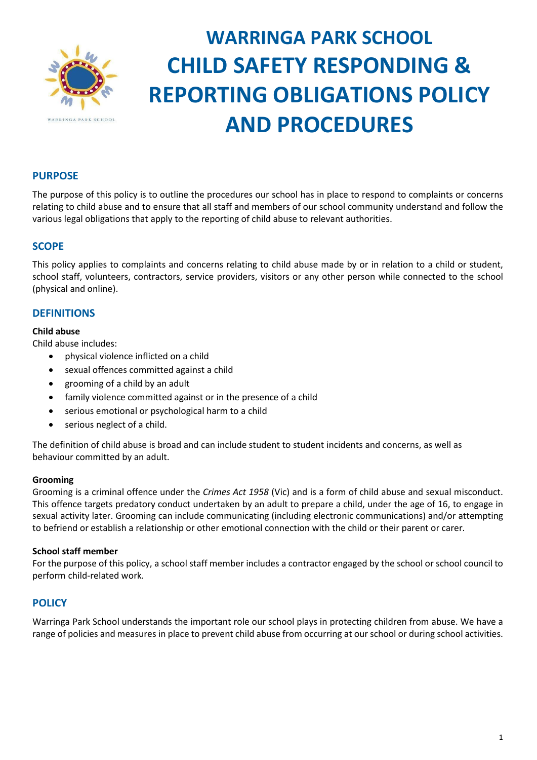# WARRINGA PARK SCHOOL CHILD SAFETY RESPONDING & REPORTING OBLIGATIONS POLICY AND PROCEDURES

## PURPOSE

The purpose of this policy is to outline the procedures our school has in place to respond to complaints or concerns relating to child abuse and to ensure that all staff and members of our school community understand and follow the various legal obligations that apply to the reporting of child abuse to relevant authorities.

## SCOPE

This policy applies to complaints and concerns relating to child abuse made by or in relation to a child or student, school staff, volunteers, contractors, service providers, visitors or any other person while connected to the school (physical and online).

## DEFINITIONS

**Child abuse**

Child abuse includes:

- physical violence inflicted on a child
- sexual offences committed against a child
- grooming of a child by an adult
- family violence committed against or in the presence of a child
- serious emotional or psychological harm to a child
- serious neglect of a child.

The definition of child abuse is broad and can include student to student incidents and concerns, as well as behaviour committed by an adult.

**Grooming**

Grooming is a criminal offence under the *Crimes Act 1958* (Vic) and is a form of child abuse and sexual misconduct. This offence targets predatory conduct undertaken by an adult to prepare a child, under the age of 16, to engage in sexual activity later. Grooming can include communicating (including electronic communications) and/or attempting to befriend or establish a relationship or other emotional connection with the child or their parent or carer.

**School staff member**

For the purpose of this policy, a school staff member includes a contractor engaged by the school or school council to perform child-related work.

## POLICY

Warringa Park School understands the important role our school plays in protecting children from abuse. We have a range of policies and measures in place to prevent child abuse from occurring at our school or during school activities.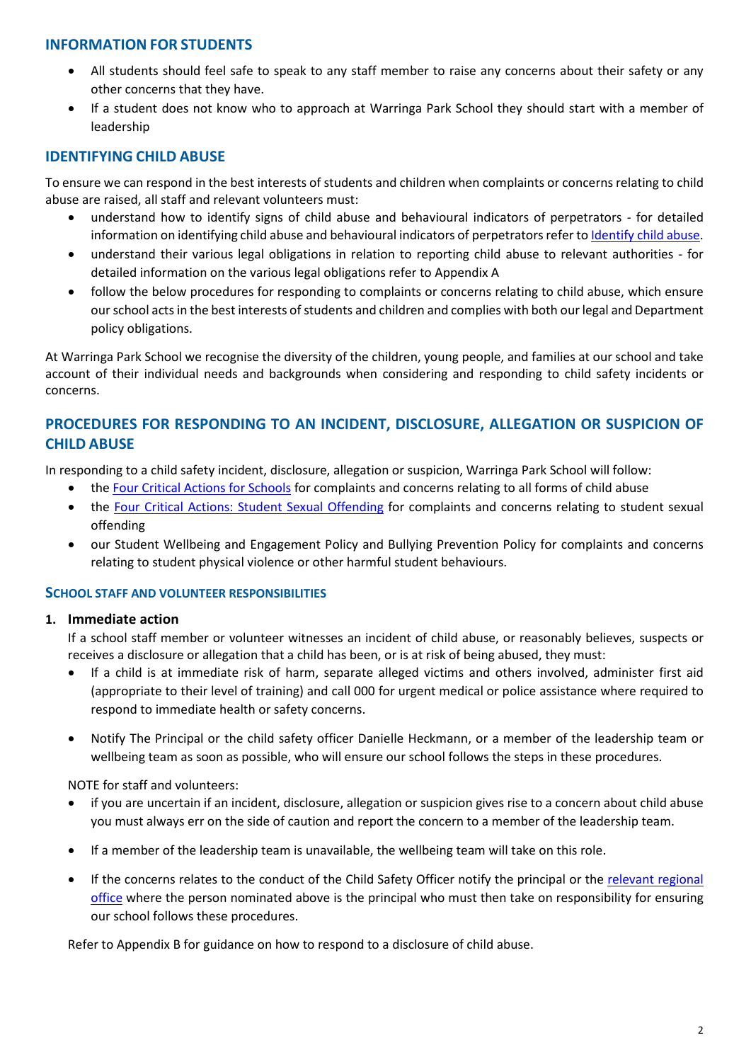## INFORMATION FOR STUDENTS

- All students should feel safe to speak to any staff member to raise any concerns about their safety or any other concerns that they have.
- If a student does not know who to approach at Warringa Park School they should start with a member of leadership

## IDENTIFYING CHILD ABUSE

To ensure we can respond in the best interests of students and children when complaints or concerns relating to child abuse are raised, all staff and relevant volunteers must:

- understand how to identify signs of child abuse and behavioural indicators of perpetrators - for detailed information on identifying child abuse and behavioural indicators of perpetrators refer to Identify child abuse.
- understand their various legal obligations in relation to reporting child abuse to relevant authorities - for detailed information on the various legal obligations refer to Appendix A
- follow the below procedures for responding to complaints or concerns relating to child abuse, which ensure our school acts in the best interests of students and children and complies with both our legal and Department policy obligations.

At Warringa Park School we recognise the diversity of the children, young people, and families at our school and take account of their individual needs and backgrounds when considering and responding to child safety incidents or concerns.

## PROCEDURES FOR RESPONDING TO AN INCIDENT, DISCLOSURE, ALLEGATION OR SUSPICION OF CHILD ABUSE

In responding to a child safety incident, disclosure, allegation or suspicion, Warringa Park School will follow:

- the Four Critical Actions for Schools for complaints and concerns relating to all forms of child abuse
- the Four Critical Actions: Student Sexual Offending for complaints and concerns relating to student sexual offending
- our Student Wellbeing and Engagement Policy and Bullying Prevention Policy for complaints and concerns relating to student physical violence or other harmful student behaviours.

### SCHOOL STAFF AND VOLUNTEER RESPONSIBILITIES

1. **Immediate action**

   If a school staff member or volunteer witnesses an incident of child abuse, or reasonably believes, suspects or receives a disclosure or allegation that a child has been, or is at risk of being abused, they must:

   - If a child is at immediate risk of harm, separate alleged victims and others involved, administer first aid (appropriate to their level of training) and call 000 for urgent medical or police assistance where required to respond to immediate health or safety concerns.
   - Notify The Principal or the child safety officer Danielle Heckmann, or a member of the leadership team or wellbeing team as soon as possible, who will ensure our school follows the steps in these procedures.

   NOTE for staff and volunteers:

   - if you are uncertain if an incident, disclosure, allegation or suspicion gives rise to a concern about child abuse you must always err on the side of caution and report the concern to a member of the leadership team.
   - If a member of the leadership team is unavailable, the wellbeing team will take on this role.
   - If the concerns relates to the conduct of the Child Safety Officer notify the principal or the relevant regional office where the person nominated above is the principal who must then take on responsibility for ensuring our school follows these procedures.

   Refer to Appendix B for guidance on how to respond to a disclosure of child abuse.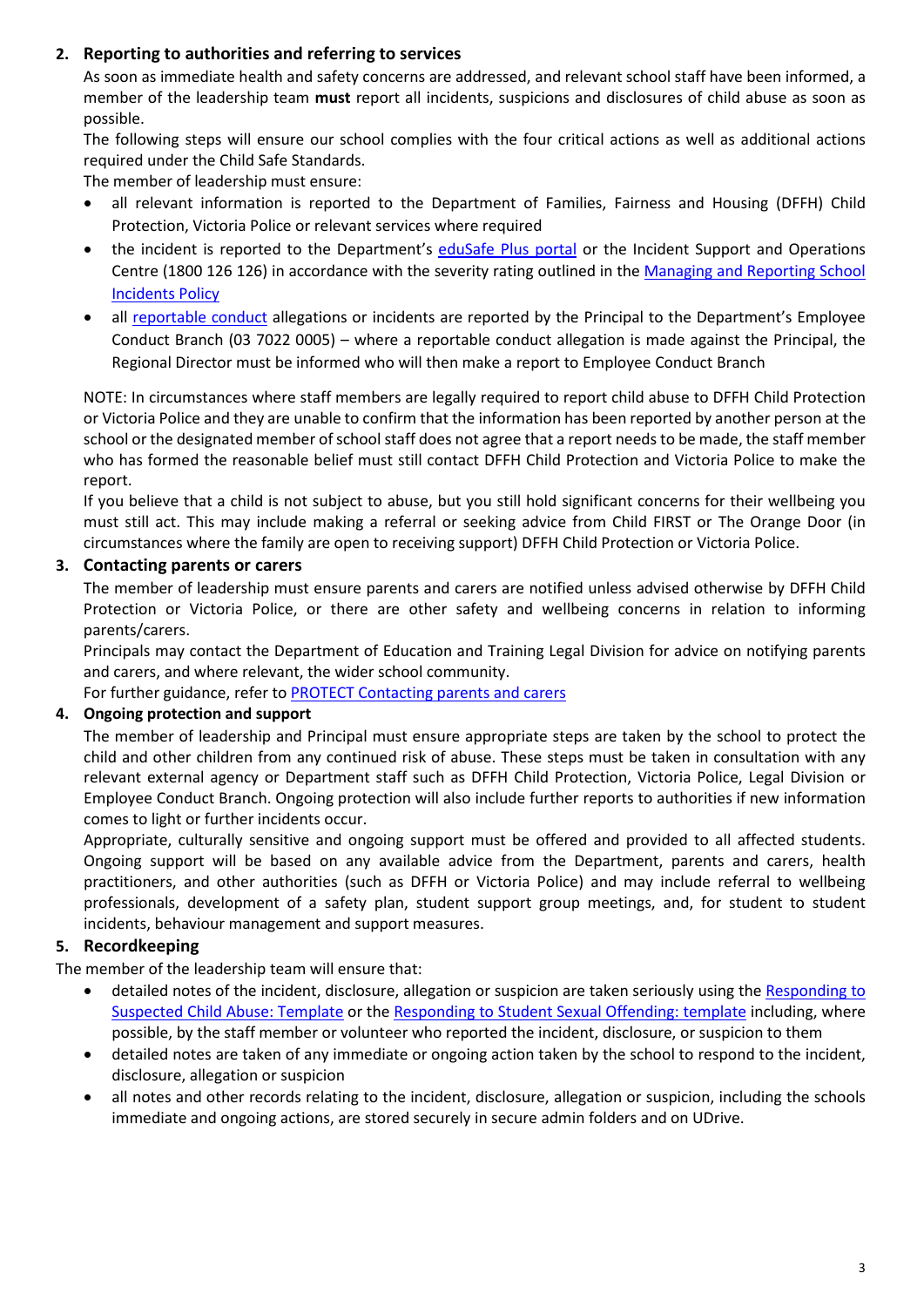## 2. Reporting to authorities and referring to services

As soon as immediate health and safety concerns are addressed, and relevant school staff have been informed, a member of the leadership team **must** report all incidents, suspicions and disclosures of child abuse as soon as possible.

The following steps will ensure our school complies with the four critical actions as well as additional actions required under the Child Safe Standards.

The member of leadership must ensure:

- all relevant information is reported to the Department of Families, Fairness and Housing (DFFH) Child Protection, Victoria Police or relevant services where required
- the incident is reported to the Department's eduSafe Plus portal or the Incident Support and Operations Centre (1800 126 126) in accordance with the severity rating outlined in the Managing and Reporting School Incidents Policy
- all reportable conduct allegations or incidents are reported by the Principal to the Department's Employee Conduct Branch (03 7022 0005) – where a reportable conduct allegation is made against the Principal, the Regional Director must be informed who will then make a report to Employee Conduct Branch

NOTE: In circumstances where staff members are legally required to report child abuse to DFFH Child Protection or Victoria Police and they are unable to confirm that the information has been reported by another person at the school or the designated member of school staff does not agree that a report needs to be made, the staff member who has formed the reasonable belief must still contact DFFH Child Protection and Victoria Police to make the report.

If you believe that a child is not subject to abuse, but you still hold significant concerns for their wellbeing you must still act. This may include making a referral or seeking advice from Child FIRST or The Orange Door (in circumstances where the family are open to receiving support) DFFH Child Protection or Victoria Police.

## 3. Contacting parents or carers

The member of leadership must ensure parents and carers are notified unless advised otherwise by DFFH Child Protection or Victoria Police, or there are other safety and wellbeing concerns in relation to informing parents/carers.

Principals may contact the Department of Education and Training Legal Division for advice on notifying parents and carers, and where relevant, the wider school community.

For further guidance, refer to PROTECT Contacting parents and carers

## 4. Ongoing protection and support

The member of leadership and Principal must ensure appropriate steps are taken by the school to protect the child and other children from any continued risk of abuse. These steps must be taken in consultation with any relevant external agency or Department staff such as DFFH Child Protection, Victoria Police, Legal Division or Employee Conduct Branch. Ongoing protection will also include further reports to authorities if new information comes to light or further incidents occur.

Appropriate, culturally sensitive and ongoing support must be offered and provided to all affected students. Ongoing support will be based on any available advice from the Department, parents and carers, health practitioners, and other authorities (such as DFFH or Victoria Police) and may include referral to wellbeing professionals, development of a safety plan, student support group meetings, and, for student to student incidents, behaviour management and support measures.

## 5. Recordkeeping

The member of the leadership team will ensure that:

- detailed notes of the incident, disclosure, allegation or suspicion are taken seriously using the Responding to Suspected Child Abuse: Template or the Responding to Student Sexual Offending: template including, where possible, by the staff member or volunteer who reported the incident, disclosure, or suspicion to them
- detailed notes are taken of any immediate or ongoing action taken by the school to respond to the incident, disclosure, allegation or suspicion
- all notes and other records relating to the incident, disclosure, allegation or suspicion, including the schools immediate and ongoing actions, are stored securely in secure admin folders and on UDrive.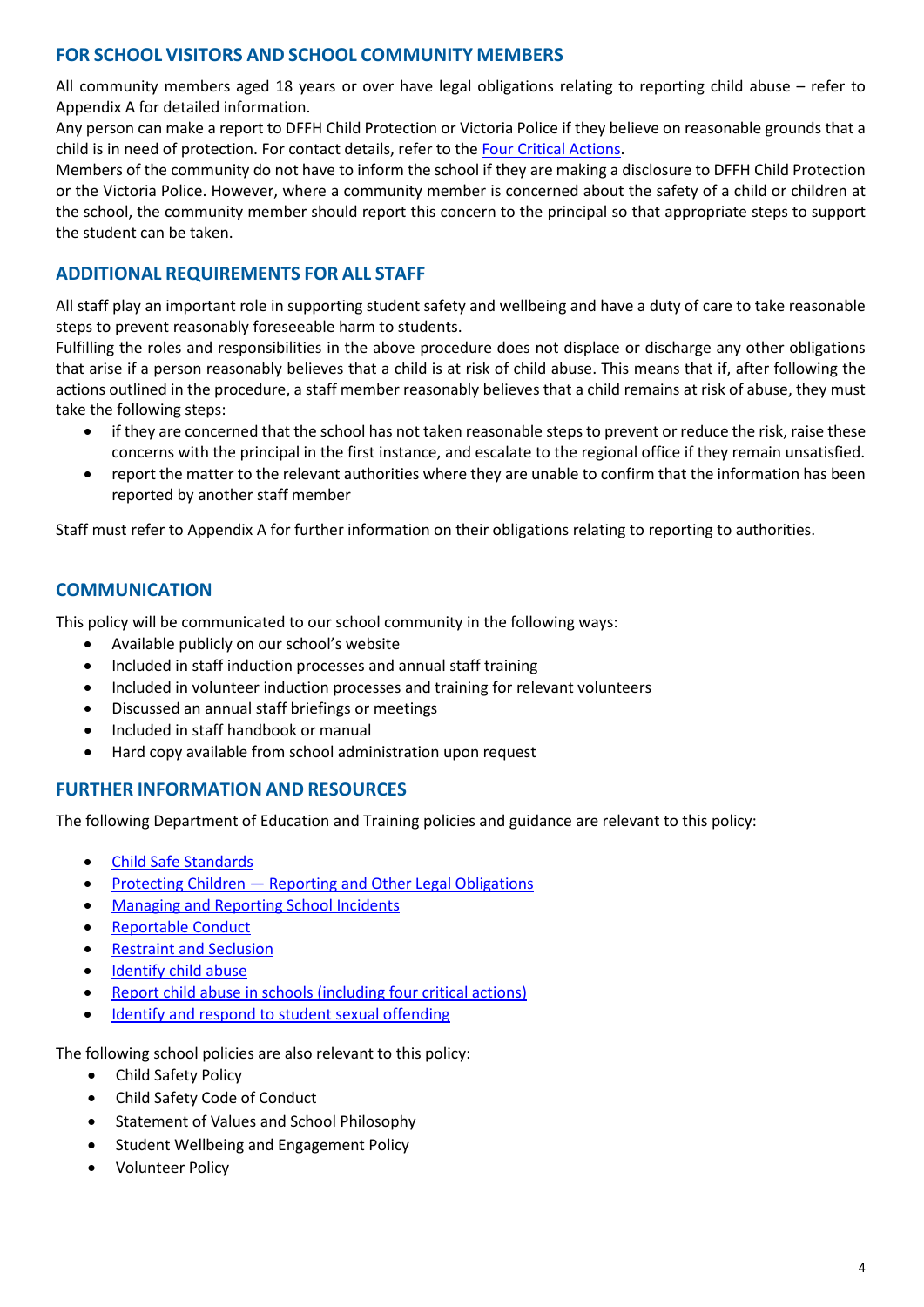## FOR SCHOOL VISITORS AND SCHOOL COMMUNITY MEMBERS

All community members aged 18 years or over have legal obligations relating to reporting child abuse – refer to Appendix A for detailed information.

Any person can make a report to DFFH Child Protection or Victoria Police if they believe on reasonable grounds that a child is in need of protection. For contact details, refer to the [Four Critical Actions](#).

Members of the community do not have to inform the school if they are making a disclosure to DFFH Child Protection or the Victoria Police. However, where a community member is concerned about the safety of a child or children at the school, the community member should report this concern to the principal so that appropriate steps to support the student can be taken.

## ADDITIONAL REQUIREMENTS FOR ALL STAFF

All staff play an important role in supporting student safety and wellbeing and have a duty of care to take reasonable steps to prevent reasonably foreseeable harm to students.

Fulfilling the roles and responsibilities in the above procedure does not displace or discharge any other obligations that arise if a person reasonably believes that a child is at risk of child abuse. This means that if, after following the actions outlined in the procedure, a staff member reasonably believes that a child remains at risk of abuse, they must take the following steps:

- if they are concerned that the school has not taken reasonable steps to prevent or reduce the risk, raise these concerns with the principal in the first instance, and escalate to the regional office if they remain unsatisfied.
- report the matter to the relevant authorities where they are unable to confirm that the information has been reported by another staff member

Staff must refer to Appendix A for further information on their obligations relating to reporting to authorities.

## COMMUNICATION

This policy will be communicated to our school community in the following ways:

- Available publicly on our school's website
- Included in staff induction processes and annual staff training
- Included in volunteer induction processes and training for relevant volunteers
- Discussed an annual staff briefings or meetings
- Included in staff handbook or manual
- Hard copy available from school administration upon request

## FURTHER INFORMATION AND RESOURCES

The following Department of Education and Training policies and guidance are relevant to this policy:

- [Child Safe Standards](#)
- [Protecting Children — Reporting and Other Legal Obligations](#)
- [Managing and Reporting School Incidents](#)
- [Reportable Conduct](#)
- [Restraint and Seclusion](#)
- [Identify child abuse](#)
- [Report child abuse in schools (including four critical actions)](#)
- [Identify and respond to student sexual offending](#)

The following school policies are also relevant to this policy:

- Child Safety Policy
- Child Safety Code of Conduct
- Statement of Values and School Philosophy
- Student Wellbeing and Engagement Policy
- Volunteer Policy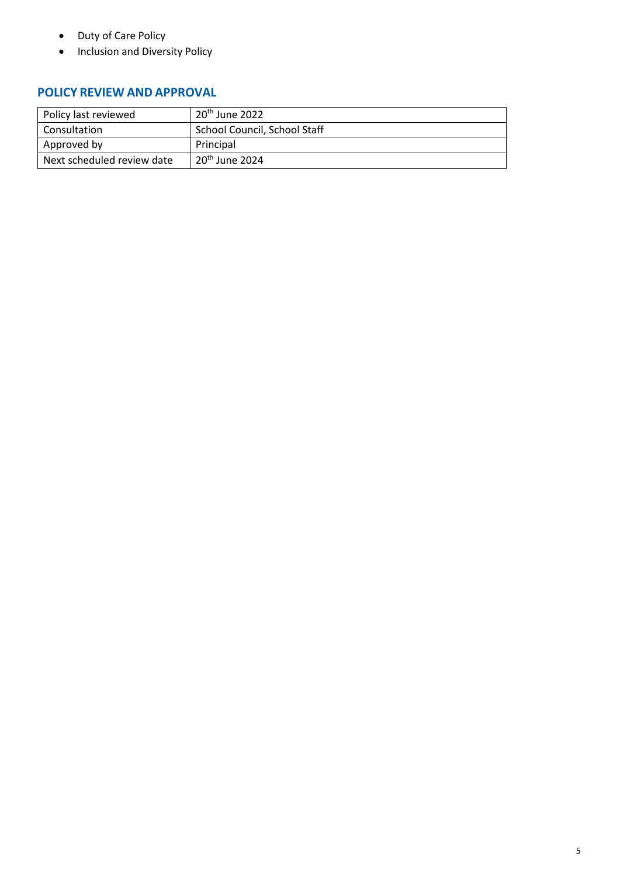- Duty of Care Policy
- Inclusion and Diversity Policy

## POLICY REVIEW AND APPROVAL

| | |
|---|---|
| Policy last reviewed | 20th June 2022 |
| Consultation | School Council, School Staff |
| Approved by | Principal |
| Next scheduled review date | 20th June 2024 |